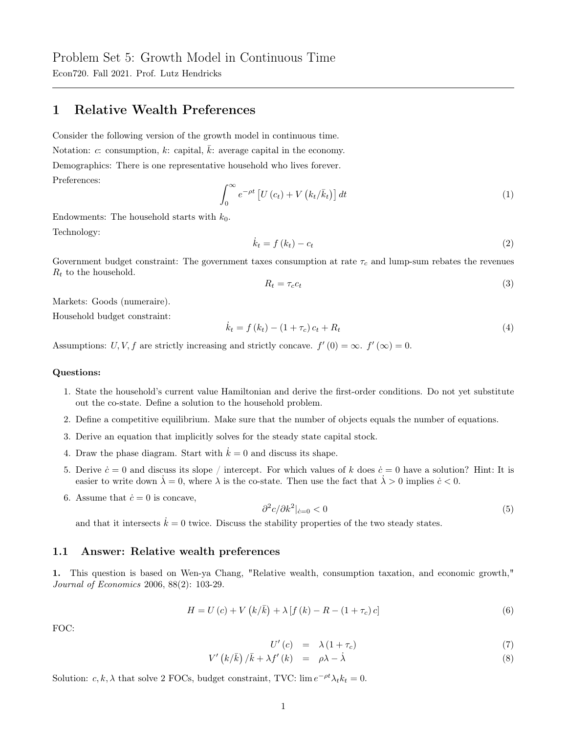Problem Set 5: Growth Model in Continuous Time

Econ720. Fall 2021. Prof. Lutz Hendricks

# 1 Relative Wealth Preferences

Consider the following version of the growth model in continuous time.

Notation: $c$: consumption, $k$: capital, $\bar{k}$: average capital in the economy.

Demographics: There is one representative household who lives forever.

Preferences:

$$\int_0^\infty e^{-\rho t}\left[U(c_t) + V(k_t/\bar{k}_t)\right] dt \tag{1}$$

Endowments: The household starts with $k_0$.

Technology:

$$\dot{k}_t = f(k_t) - c_t \tag{2}$$

Government budget constraint: The government taxes consumption at rate $\tau_c$ and lump-sum rebates the revenues $R_t$ to the household.

$$R_t = \tau_c c_t \tag{3}$$

Markets: Goods (numeraire).

Household budget constraint:

$$\dot{k}_t = f(k_t) - (1+\tau_c) c_t + R_t \tag{4}$$

Assumptions: $U, V, f$ are strictly increasing and strictly concave. $f'(0) = \infty$. $f'(\infty) = 0$.

**Questions:**

1. State the household's current value Hamiltonian and derive the first-order conditions. Do not yet substitute out the co-state. Define a solution to the household problem.
2. Define a competitive equilibrium. Make sure that the number of objects equals the number of equations.
3. Derive an equation that implicitly solves for the steady state capital stock.
4. Draw the phase diagram. Start with $\dot{k} = 0$ and discuss its shape.
5. Derive $\dot{c} = 0$ and discuss its slope / intercept. For which values of $k$ does $\dot{c} = 0$ have a solution? Hint: It is easier to write down $\dot{\lambda} = 0$, where $\lambda$ is the co-state. Then use the fact that $\dot{\lambda} > 0$ implies $\dot{c} < 0$.
6. Assume that $\dot{c} = 0$ is concave,
$$\partial^2 c/\partial k^2|_{\dot{c}=0} < 0 \tag{5}$$
and that it intersects $\dot{k} = 0$ twice. Discuss the stability properties of the two steady states.

## 1.1 Answer: Relative wealth preferences

**1.** This question is based on Wen-ya Chang, "Relative wealth, consumption taxation, and economic growth," *Journal of Economics* 2006, 88(2): 103-29.

$$H = U(c) + V(k/\bar{k}) + \lambda\left[f(k) - R - (1+\tau_c) c\right] \tag{6}$$

FOC:

$$U'(c) = \lambda(1+\tau_c) \tag{7}$$

$$V'(k/\bar{k})/\bar{k} + \lambda f'(k) = \rho\lambda - \dot{\lambda} \tag{8}$$

Solution: $c, k, \lambda$ that solve 2 FOCs, budget constraint, TVC: $\lim e^{-\rho t}\lambda_t k_t = 0$.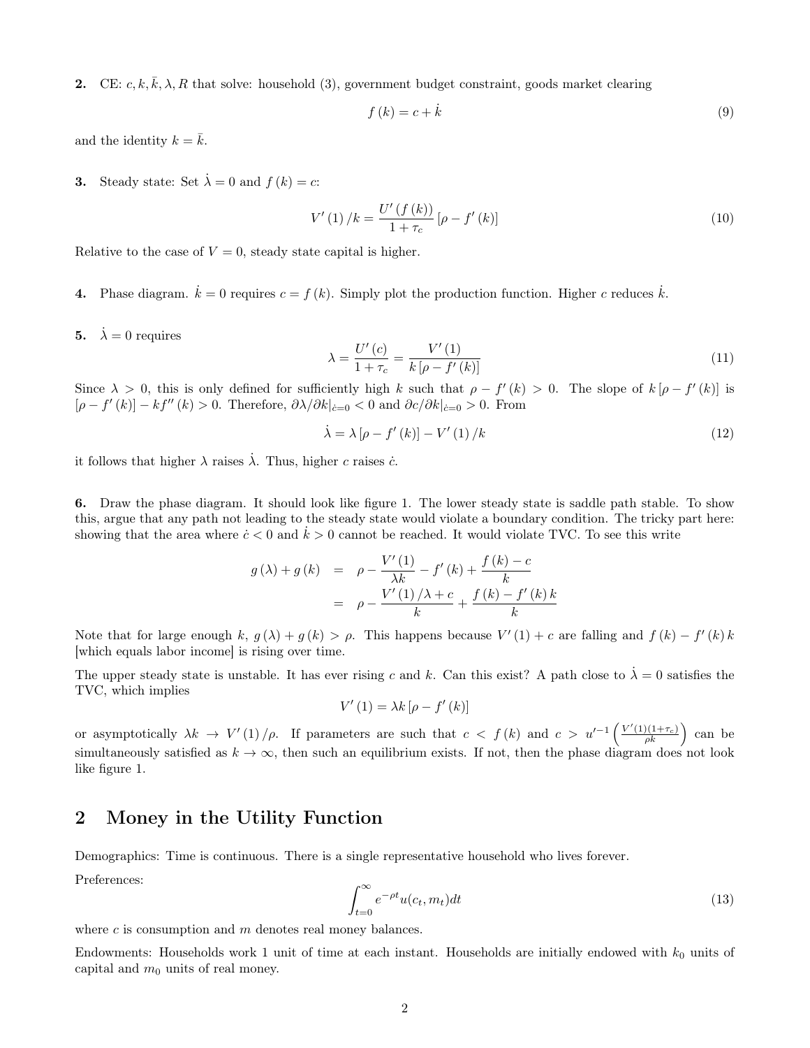**2.** CE: $c, k, \bar{k}, \lambda, R$ that solve: household (3), government budget constraint, goods market clearing

$$f(k) = c + \dot{k} \tag{9}$$

and the identity $k = \bar{k}$.

**3.** Steady state: Set $\dot{\lambda} = 0$ and $f(k) = c$:

$$V'(1)/k = \frac{U'(f(k))}{1+\tau_c}[\rho - f'(k)] \tag{10}$$

Relative to the case of $V = 0$, steady state capital is higher.

**4.** Phase diagram. $\dot{k} = 0$ requires $c = f(k)$. Simply plot the production function. Higher $c$ reduces $\dot{k}$.

**5.** $\dot{\lambda} = 0$ requires

$$\lambda = \frac{U'(c)}{1+\tau_c} = \frac{V'(1)}{k[\rho - f'(k)]} \tag{11}$$

Since $\lambda > 0$, this is only defined for sufficiently high $k$ such that $\rho - f'(k) > 0$. The slope of $k[\rho - f'(k)]$ is $[\rho - f'(k)] - kf''(k) > 0$. Therefore, $\partial\lambda/\partial k|_{\dot{c}=0} < 0$ and $\partial c/\partial k|_{\dot{c}=0} > 0$. From

$$\dot{\lambda} = \lambda[\rho - f'(k)] - V'(1)/k \tag{12}$$

it follows that higher $\lambda$ raises $\dot{\lambda}$. Thus, higher $c$ raises $\dot{c}$.

**6.** Draw the phase diagram. It should look like figure 1. The lower steady state is saddle path stable. To show this, argue that any path not leading to the steady state would violate a boundary condition. The tricky part here: showing that the area where $\dot{c} < 0$ and $\dot{k} > 0$ cannot be reached. It would violate TVC. To see this write

$$\begin{aligned} g(\lambda) + g(k) &= \rho - \frac{V'(1)}{\lambda k} - f'(k) + \frac{f(k) - c}{k} \\ &= \rho - \frac{V'(1)/\lambda + c}{k} + \frac{f(k) - f'(k)k}{k} \end{aligned}$$

Note that for large enough $k$, $g(\lambda) + g(k) > \rho$. This happens because $V'(1) + c$ are falling and $f(k) - f'(k)k$ [which equals labor income] is rising over time.

The upper steady state is unstable. It has ever rising $c$ and $k$. Can this exist? A path close to $\dot{\lambda} = 0$ satisfies the TVC, which implies

$$V'(1) = \lambda k[\rho - f'(k)]$$

or asymptotically $\lambda k \to V'(1)/\rho$. If parameters are such that $c < f(k)$ and $c > u'^{-1}\left(\frac{V'(1)(1+\tau_c)}{\rho k}\right)$ can be simultaneously satisfied as $k \to \infty$, then such an equilibrium exists. If not, then the phase diagram does not look like figure 1.

## 2 Money in the Utility Function

Demographics: Time is continuous. There is a single representative household who lives forever.

Preferences:

$$\int_{t=0}^{\infty} e^{-\rho t} u(c_t, m_t) dt \tag{13}$$

where $c$ is consumption and $m$ denotes real money balances.

Endowments: Households work 1 unit of time at each instant. Households are initially endowed with $k_0$ units of capital and $m_0$ units of real money.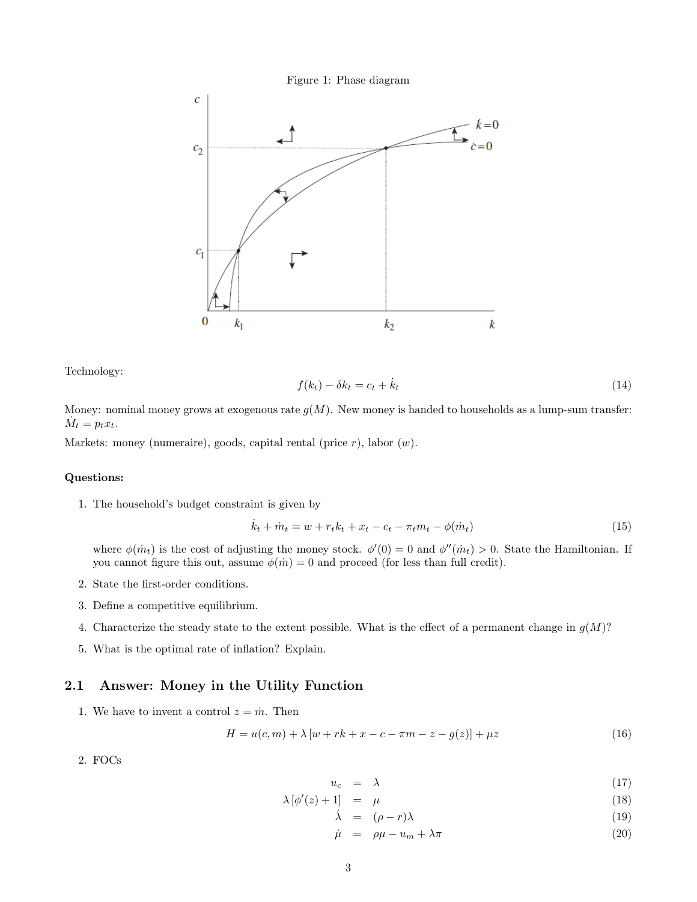Figure 1: Phase diagram

Technology:

$$f(k_t) - \delta k_t = c_t + \dot{k}_t \tag{14}$$

Money: nominal money grows at exogenous rate $g(M)$. New money is handed to households as a lump-sum transfer: $\dot{M}_t = p_t x_t$.

Markets: money (numeraire), goods, capital rental (price $r$), labor ($w$).

**Questions:**

1. The household's budget constraint is given by

$$\dot{k}_t + \dot{m}_t = w + r_t k_t + x_t - c_t - \pi_t m_t - \phi(\dot{m}_t) \tag{15}$$

   where $\phi(\dot{m}_t)$ is the cost of adjusting the money stock. $\phi'(0) = 0$ and $\phi''(\dot{m}_t) > 0$. State the Hamiltonian. If you cannot figure this out, assume $\phi(\dot{m}) = 0$ and proceed (for less than full credit).

2. State the first-order conditions.

3. Define a competitive equilibrium.

4. Characterize the steady state to the extent possible. What is the effect of a permanent change in $g(M)$?

5. What is the optimal rate of inflation? Explain.

## 2.1 Answer: Money in the Utility Function

1. We have to invent a control $z = \dot{m}$. Then

$$H = u(c, m) + \lambda \left[ w + rk + x - c - \pi m - z - g(z) \right] + \mu z \tag{16}$$

2. FOCs

$$u_c = \lambda \tag{17}$$

$$\lambda \left[ \phi'(z) + 1 \right] = \mu \tag{18}$$

$$\dot{\lambda} = (\rho - r)\lambda \tag{19}$$

$$\dot{\mu} = \rho\mu - u_m + \lambda\pi \tag{20}$$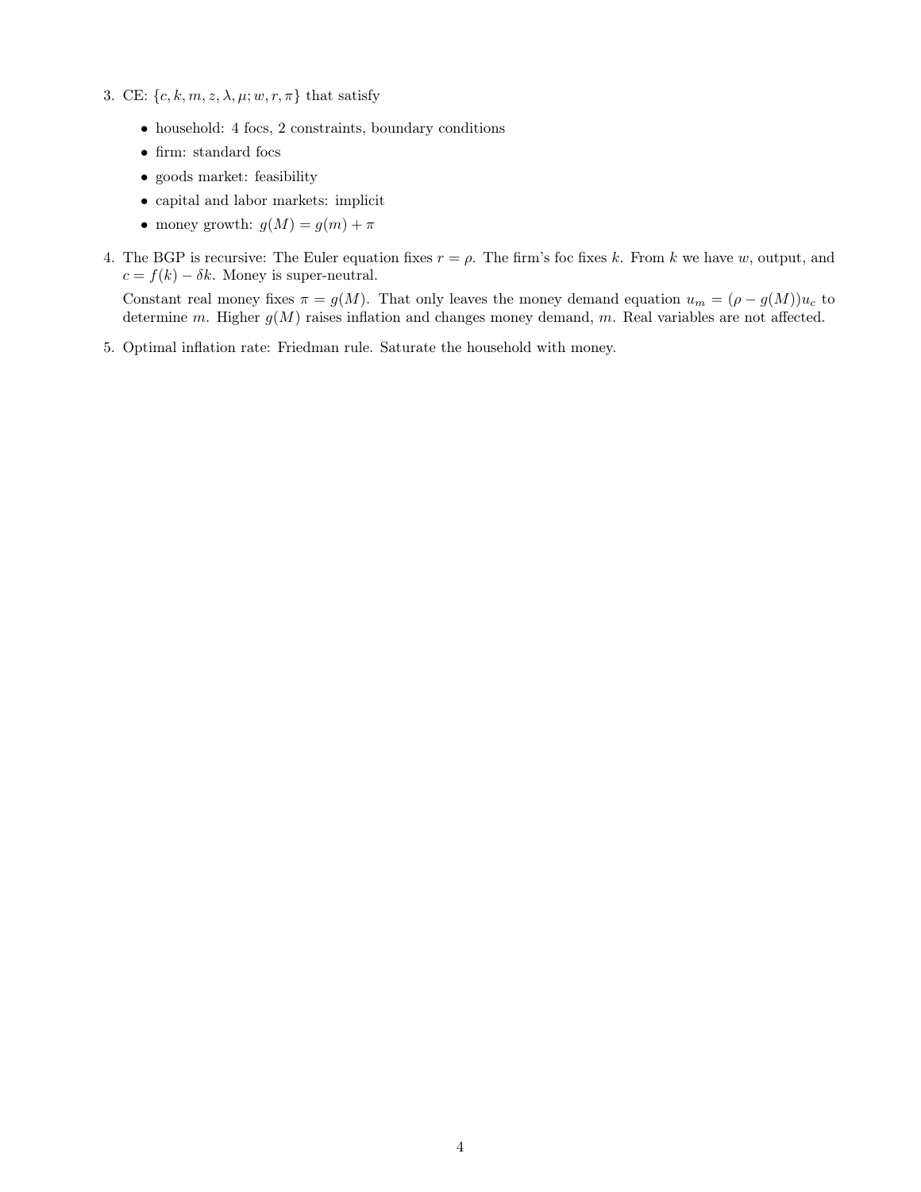3. CE: $\{c, k, m, z, \lambda, \mu; w, r, \pi\}$ that satisfy

   - household: 4 focs, 2 constraints, boundary conditions
   - firm: standard focs
   - goods market: feasibility
   - capital and labor markets: implicit
   - money growth: $g(M) = g(m) + \pi$

4. The BGP is recursive: The Euler equation fixes $r = \rho$. The firm's foc fixes $k$. From $k$ we have $w$, output, and $c = f(k) - \delta k$. Money is super-neutral.

   Constant real money fixes $\pi = g(M)$. That only leaves the money demand equation $u_m = (\rho - g(M))u_c$ to determine $m$. Higher $g(M)$ raises inflation and changes money demand, $m$. Real variables are not affected.

5. Optimal inflation rate: Friedman rule. Saturate the household with money.